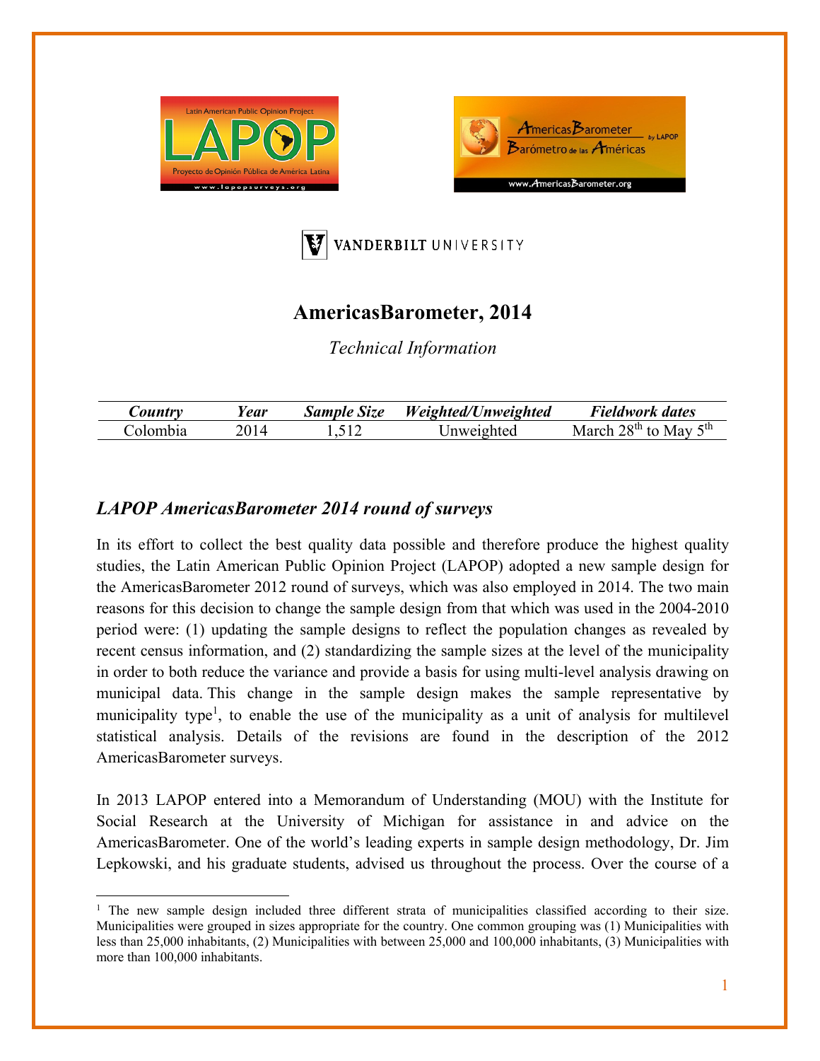# AmericasBarometer, 2014

*Technical Information*

| *Country* | *Year* | *Sample Size* | *Weighted/Unweighted* | *Fieldwork dates* |
|---|---|---|---|---|
| Colombia | 2014 | 1,512 | Unweighted | March 28th to May 5th |

## *LAPOP AmericasBarometer 2014 round of surveys*

In its effort to collect the best quality data possible and therefore produce the highest quality studies, the Latin American Public Opinion Project (LAPOP) adopted a new sample design for the AmericasBarometer 2012 round of surveys, which was also employed in 2014. The two main reasons for this decision to change the sample design from that which was used in the 2004-2010 period were: (1) updating the sample designs to reflect the population changes as revealed by recent census information, and (2) standardizing the sample sizes at the level of the municipality in order to both reduce the variance and provide a basis for using multi-level analysis drawing on municipal data. This change in the sample design makes the sample representative by municipality type[1], to enable the use of the municipality as a unit of analysis for multilevel statistical analysis. Details of the revisions are found in the description of the 2012 AmericasBarometer surveys.

In 2013 LAPOP entered into a Memorandum of Understanding (MOU) with the Institute for Social Research at the University of Michigan for assistance in and advice on the AmericasBarometer. One of the world's leading experts in sample design methodology, Dr. Jim Lepkowski, and his graduate students, advised us throughout the process. Over the course of a

[1] The new sample design included three different strata of municipalities classified according to their size. Municipalities were grouped in sizes appropriate for the country. One common grouping was (1) Municipalities with less than 25,000 inhabitants, (2) Municipalities with between 25,000 and 100,000 inhabitants, (3) Municipalities with more than 100,000 inhabitants.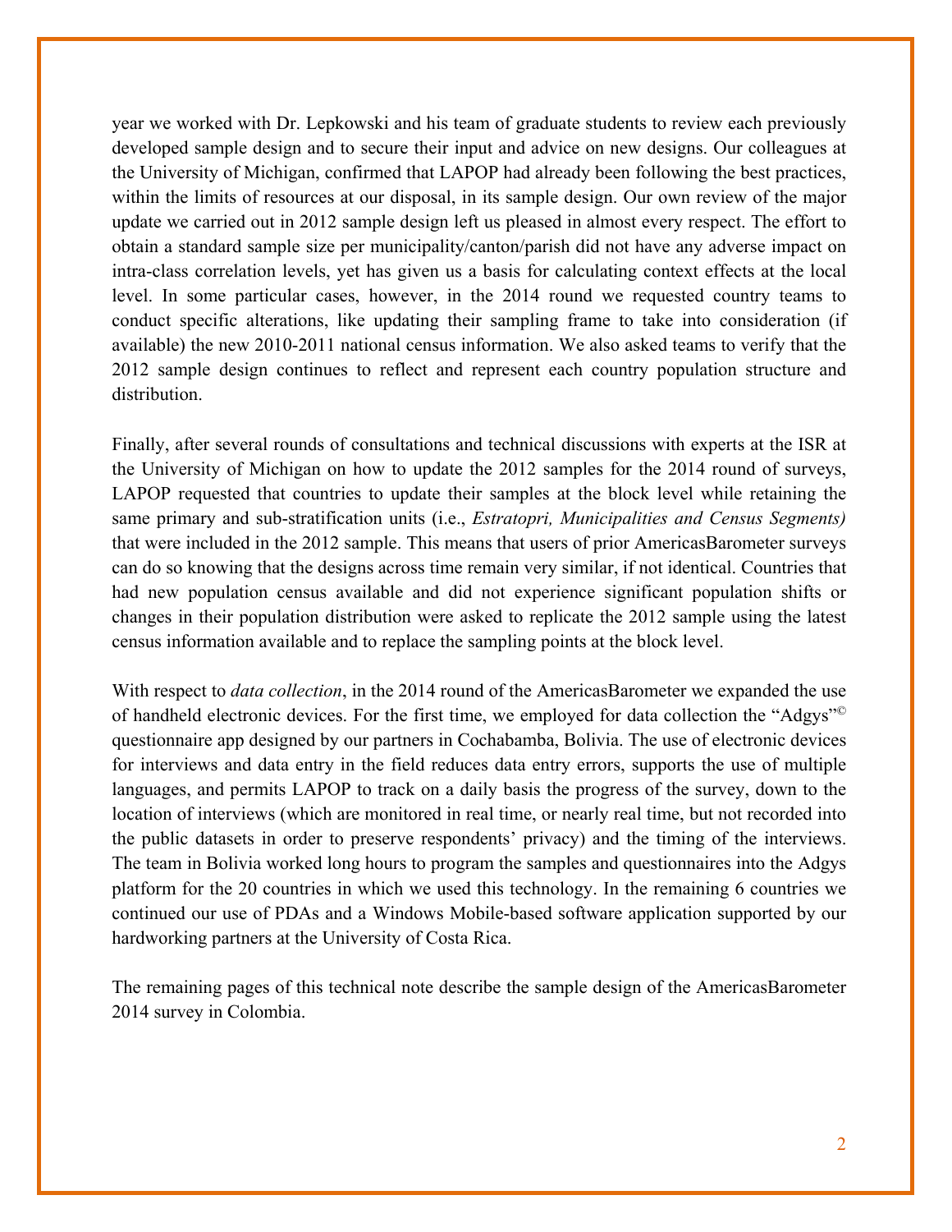year we worked with Dr. Lepkowski and his team of graduate students to review each previously developed sample design and to secure their input and advice on new designs. Our colleagues at the University of Michigan, confirmed that LAPOP had already been following the best practices, within the limits of resources at our disposal, in its sample design. Our own review of the major update we carried out in 2012 sample design left us pleased in almost every respect. The effort to obtain a standard sample size per municipality/canton/parish did not have any adverse impact on intra-class correlation levels, yet has given us a basis for calculating context effects at the local level. In some particular cases, however, in the 2014 round we requested country teams to conduct specific alterations, like updating their sampling frame to take into consideration (if available) the new 2010-2011 national census information. We also asked teams to verify that the 2012 sample design continues to reflect and represent each country population structure and distribution.

Finally, after several rounds of consultations and technical discussions with experts at the ISR at the University of Michigan on how to update the 2012 samples for the 2014 round of surveys, LAPOP requested that countries to update their samples at the block level while retaining the same primary and sub-stratification units (i.e., *Estratopri, Municipalities and Census Segments)* that were included in the 2012 sample. This means that users of prior AmericasBarometer surveys can do so knowing that the designs across time remain very similar, if not identical. Countries that had new population census available and did not experience significant population shifts or changes in their population distribution were asked to replicate the 2012 sample using the latest census information available and to replace the sampling points at the block level.

With respect to *data collection*, in the 2014 round of the AmericasBarometer we expanded the use of handheld electronic devices. For the first time, we employed for data collection the "Adgys"© questionnaire app designed by our partners in Cochabamba, Bolivia. The use of electronic devices for interviews and data entry in the field reduces data entry errors, supports the use of multiple languages, and permits LAPOP to track on a daily basis the progress of the survey, down to the location of interviews (which are monitored in real time, or nearly real time, but not recorded into the public datasets in order to preserve respondents' privacy) and the timing of the interviews. The team in Bolivia worked long hours to program the samples and questionnaires into the Adgys platform for the 20 countries in which we used this technology. In the remaining 6 countries we continued our use of PDAs and a Windows Mobile-based software application supported by our hardworking partners at the University of Costa Rica.

The remaining pages of this technical note describe the sample design of the AmericasBarometer 2014 survey in Colombia.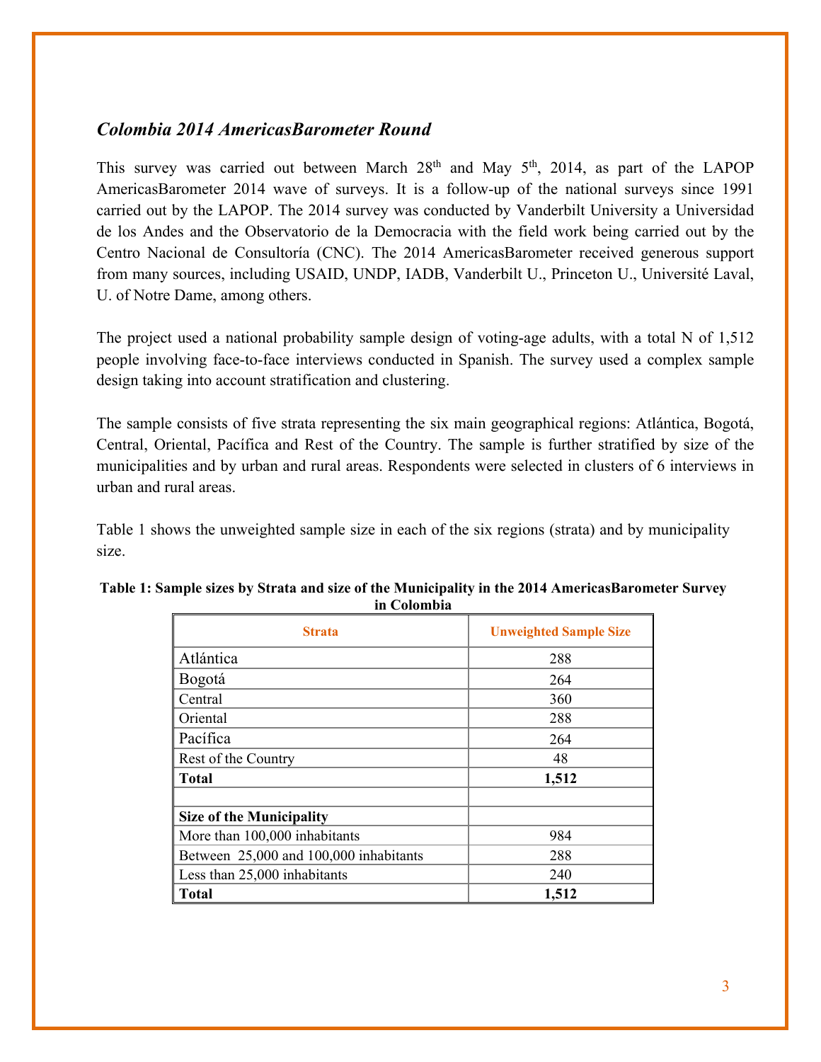## *Colombia 2014 AmericasBarometer Round*

This survey was carried out between March 28th and May 5th, 2014, as part of the LAPOP AmericasBarometer 2014 wave of surveys. It is a follow-up of the national surveys since 1991 carried out by the LAPOP. The 2014 survey was conducted by Vanderbilt University a Universidad de los Andes and the Observatorio de la Democracia with the field work being carried out by the Centro Nacional de Consultoría (CNC). The 2014 AmericasBarometer received generous support from many sources, including USAID, UNDP, IADB, Vanderbilt U., Princeton U., Université Laval, U. of Notre Dame, among others.

The project used a national probability sample design of voting-age adults, with a total N of 1,512 people involving face-to-face interviews conducted in Spanish. The survey used a complex sample design taking into account stratification and clustering.

The sample consists of five strata representing the six main geographical regions: Atlántica, Bogotá, Central, Oriental, Pacífica and Rest of the Country. The sample is further stratified by size of the municipalities and by urban and rural areas. Respondents were selected in clusters of 6 interviews in urban and rural areas.

Table 1 shows the unweighted sample size in each of the six regions (strata) and by municipality size.

**Table 1: Sample sizes by Strata and size of the Municipality in the 2014 AmericasBarometer Survey in Colombia**

| Strata | Unweighted Sample Size |
|---|---|
| Atlántica | 288 |
| Bogotá | 264 |
| Central | 360 |
| Oriental | 288 |
| Pacífica | 264 |
| Rest of the Country | 48 |
| **Total** | **1,512** |
| | |
| **Size of the Municipality** | |
| More than 100,000 inhabitants | 984 |
| Between 25,000 and 100,000 inhabitants | 288 |
| Less than 25,000 inhabitants | 240 |
| **Total** | **1,512** |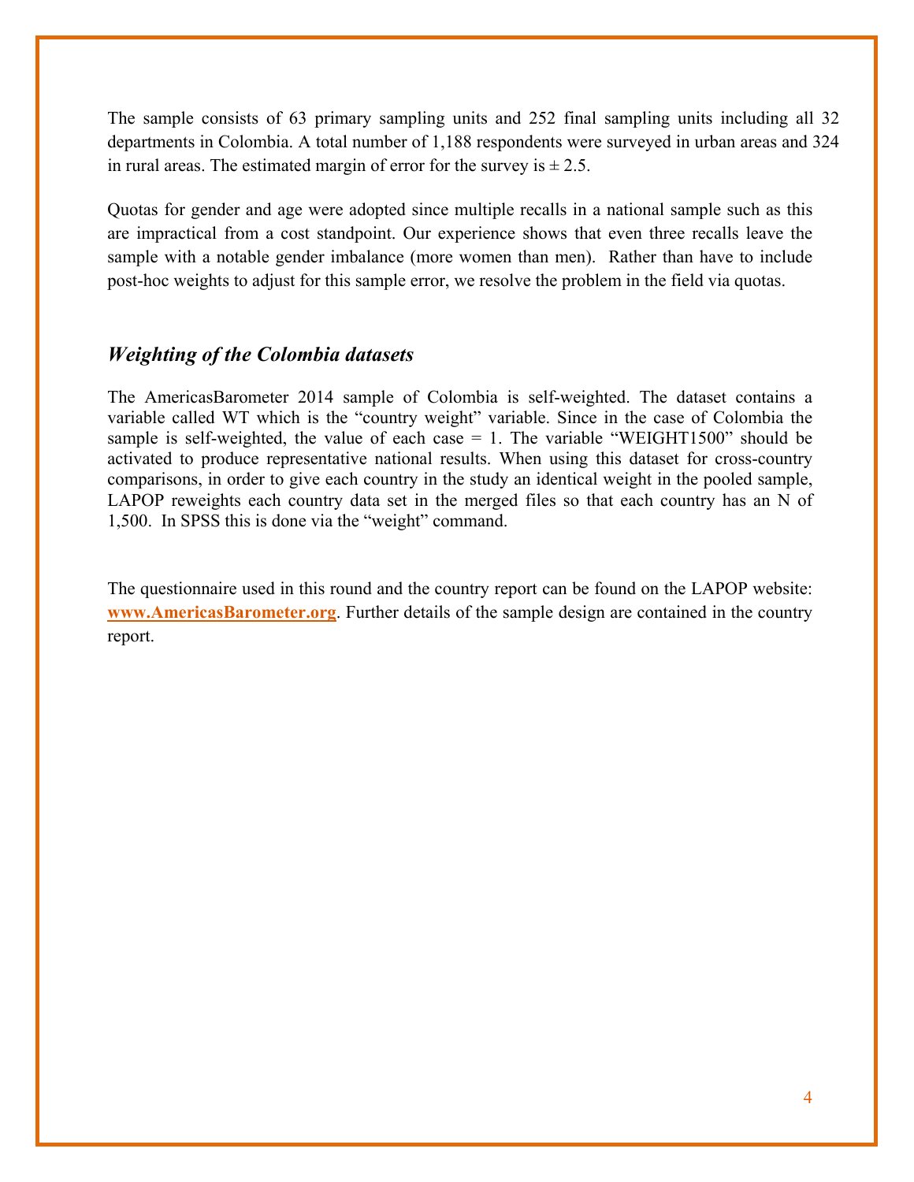The sample consists of 63 primary sampling units and 252 final sampling units including all 32 departments in Colombia. A total number of 1,188 respondents were surveyed in urban areas and 324 in rural areas. The estimated margin of error for the survey is ± 2.5.

Quotas for gender and age were adopted since multiple recalls in a national sample such as this are impractical from a cost standpoint. Our experience shows that even three recalls leave the sample with a notable gender imbalance (more women than men). Rather than have to include post-hoc weights to adjust for this sample error, we resolve the problem in the field via quotas.

### *Weighting of the Colombia datasets*

The AmericasBarometer 2014 sample of Colombia is self-weighted. The dataset contains a variable called WT which is the "country weight" variable. Since in the case of Colombia the sample is self-weighted, the value of each case = 1. The variable "WEIGHT1500" should be activated to produce representative national results. When using this dataset for cross-country comparisons, in order to give each country in the study an identical weight in the pooled sample, LAPOP reweights each country data set in the merged files so that each country has an N of 1,500. In SPSS this is done via the "weight" command.

The questionnaire used in this round and the country report can be found on the LAPOP website: **www.AmericasBarometer.org**. Further details of the sample design are contained in the country report.